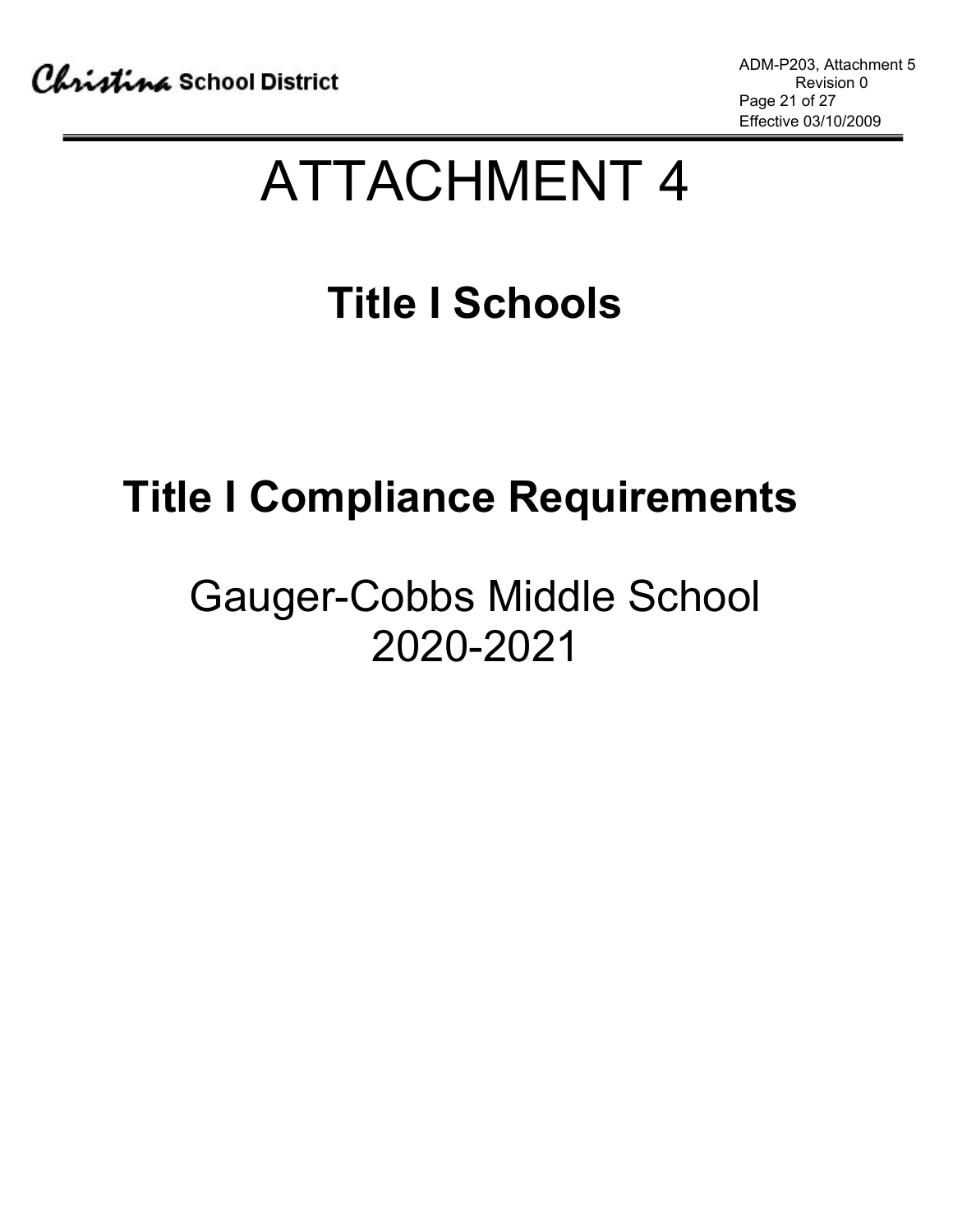# ATTACHMENT 4

## Title I Schools

## Title I Compliance Requirements

Gauger-Cobbs Middle School
2020-2021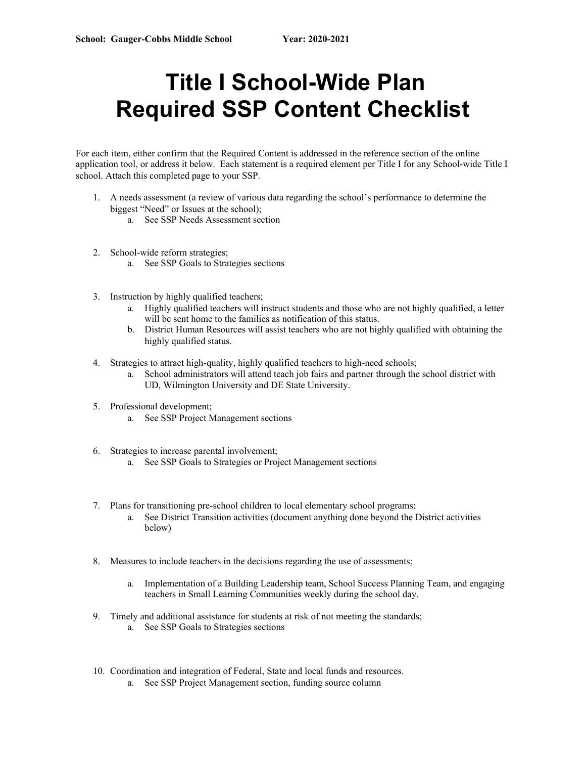**School: Gauger-Cobbs Middle School** **Year: 2020-2021**

# Title I School-Wide Plan
# Required SSP Content Checklist

For each item, either confirm that the Required Content is addressed in the reference section of the online application tool, or address it below. Each statement is a required element per Title I for any School-wide Title I school. Attach this completed page to your SSP.

1. A needs assessment (a review of various data regarding the school's performance to determine the biggest "Need" or Issues at the school);
   a. See SSP Needs Assessment section

2. School-wide reform strategies;
   a. See SSP Goals to Strategies sections

3. Instruction by highly qualified teachers;
   a. Highly qualified teachers will instruct students and those who are not highly qualified, a letter will be sent home to the families as notification of this status.
   b. District Human Resources will assist teachers who are not highly qualified with obtaining the highly qualified status.

4. Strategies to attract high-quality, highly qualified teachers to high-need schools;
   a. School administrators will attend teach job fairs and partner through the school district with UD, Wilmington University and DE State University.

5. Professional development;
   a. See SSP Project Management sections

6. Strategies to increase parental involvement;
   a. See SSP Goals to Strategies or Project Management sections

7. Plans for transitioning pre-school children to local elementary school programs;
   a. See District Transition activities (document anything done beyond the District activities below)

8. Measures to include teachers in the decisions regarding the use of assessments;
   a. Implementation of a Building Leadership team, School Success Planning Team, and engaging teachers in Small Learning Communities weekly during the school day.

9. Timely and additional assistance for students at risk of not meeting the standards;
   a. See SSP Goals to Strategies sections

10. Coordination and integration of Federal, State and local funds and resources.
    a. See SSP Project Management section, funding source column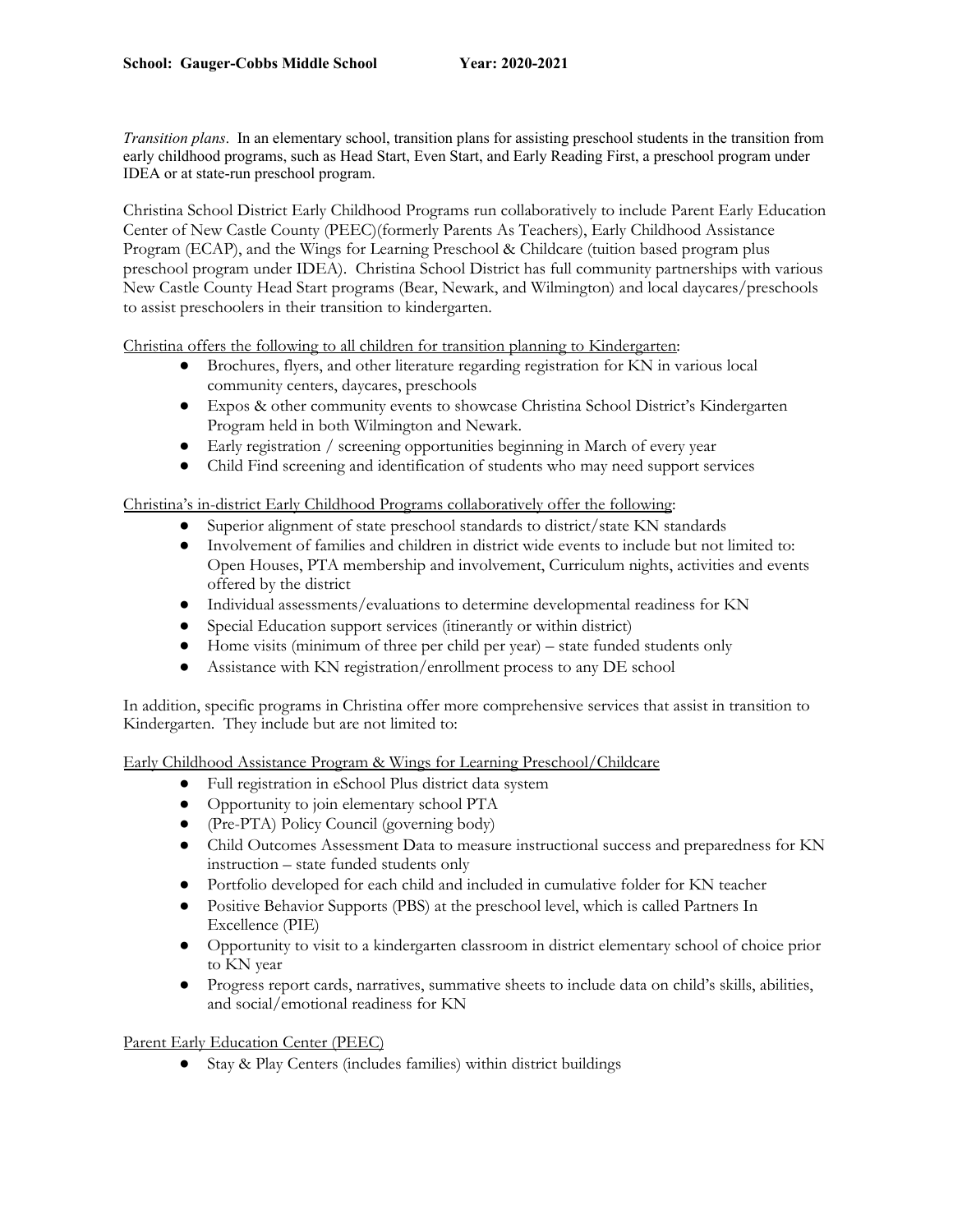**School: Gauger-Cobbs Middle School                Year: 2020-2021**

*Transition plans*. In an elementary school, transition plans for assisting preschool students in the transition from early childhood programs, such as Head Start, Even Start, and Early Reading First, a preschool program under IDEA or at state-run preschool program.

Christina School District Early Childhood Programs run collaboratively to include Parent Early Education Center of New Castle County (PEEC)(formerly Parents As Teachers), Early Childhood Assistance Program (ECAP), and the Wings for Learning Preschool & Childcare (tuition based program plus preschool program under IDEA). Christina School District has full community partnerships with various New Castle County Head Start programs (Bear, Newark, and Wilmington) and local daycares/preschools to assist preschoolers in their transition to kindergarten.

<u>Christina offers the following to all children for transition planning to Kindergarten</u>:

- Brochures, flyers, and other literature regarding registration for KN in various local community centers, daycares, preschools
- Expos & other community events to showcase Christina School District's Kindergarten Program held in both Wilmington and Newark.
- Early registration / screening opportunities beginning in March of every year
- Child Find screening and identification of students who may need support services

<u>Christina's in-district Early Childhood Programs collaboratively offer the following</u>:

- Superior alignment of state preschool standards to district/state KN standards
- Involvement of families and children in district wide events to include but not limited to: Open Houses, PTA membership and involvement, Curriculum nights, activities and events offered by the district
- Individual assessments/evaluations to determine developmental readiness for KN
- Special Education support services (itinerantly or within district)
- Home visits (minimum of three per child per year) – state funded students only
- Assistance with KN registration/enrollment process to any DE school

In addition, specific programs in Christina offer more comprehensive services that assist in transition to Kindergarten. They include but are not limited to:

<u>Early Childhood Assistance Program & Wings for Learning Preschool/Childcare</u>

- Full registration in eSchool Plus district data system
- Opportunity to join elementary school PTA
- (Pre-PTA) Policy Council (governing body)
- Child Outcomes Assessment Data to measure instructional success and preparedness for KN instruction – state funded students only
- Portfolio developed for each child and included in cumulative folder for KN teacher
- Positive Behavior Supports (PBS) at the preschool level, which is called Partners In Excellence (PIE)
- Opportunity to visit to a kindergarten classroom in district elementary school of choice prior to KN year
- Progress report cards, narratives, summative sheets to include data on child's skills, abilities, and social/emotional readiness for KN

<u>Parent Early Education Center (PEEC)</u>

- Stay & Play Centers (includes families) within district buildings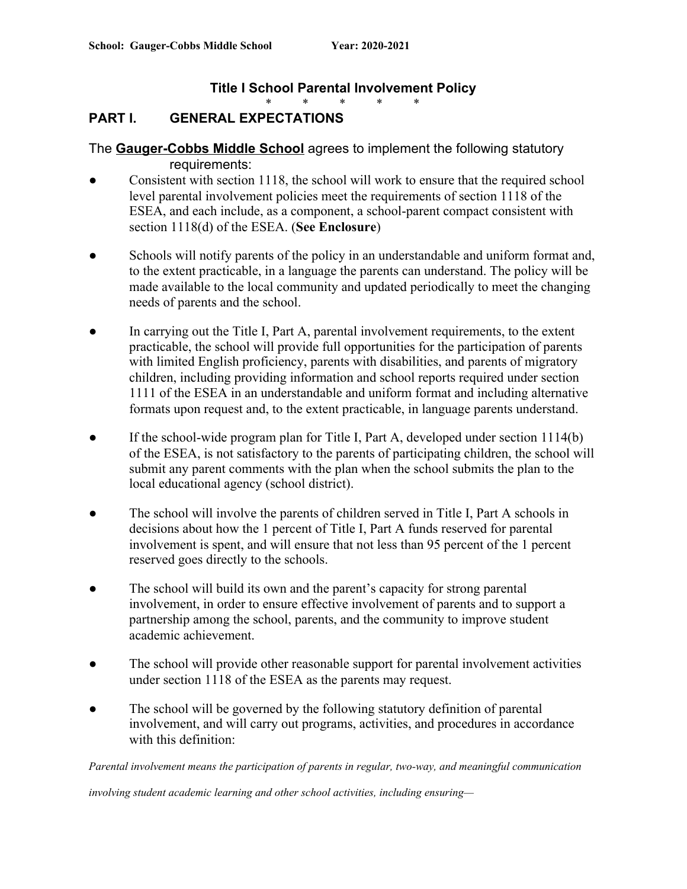**School: Gauger-Cobbs Middle School Year: 2020-2021**

## Title I School Parental Involvement Policy

\* \* \* \* \*

## PART I. GENERAL EXPECTATIONS

The **Gauger-Cobbs Middle School** agrees to implement the following statutory requirements:

- Consistent with section 1118, the school will work to ensure that the required school level parental involvement policies meet the requirements of section 1118 of the ESEA, and each include, as a component, a school-parent compact consistent with section 1118(d) of the ESEA. (**See Enclosure**)

- Schools will notify parents of the policy in an understandable and uniform format and, to the extent practicable, in a language the parents can understand. The policy will be made available to the local community and updated periodically to meet the changing needs of parents and the school.

- In carrying out the Title I, Part A, parental involvement requirements, to the extent practicable, the school will provide full opportunities for the participation of parents with limited English proficiency, parents with disabilities, and parents of migratory children, including providing information and school reports required under section 1111 of the ESEA in an understandable and uniform format and including alternative formats upon request and, to the extent practicable, in language parents understand.

- If the school-wide program plan for Title I, Part A, developed under section 1114(b) of the ESEA, is not satisfactory to the parents of participating children, the school will submit any parent comments with the plan when the school submits the plan to the local educational agency (school district).

- The school will involve the parents of children served in Title I, Part A schools in decisions about how the 1 percent of Title I, Part A funds reserved for parental involvement is spent, and will ensure that not less than 95 percent of the 1 percent reserved goes directly to the schools.

- The school will build its own and the parent's capacity for strong parental involvement, in order to ensure effective involvement of parents and to support a partnership among the school, parents, and the community to improve student academic achievement.

- The school will provide other reasonable support for parental involvement activities under section 1118 of the ESEA as the parents may request.

- The school will be governed by the following statutory definition of parental involvement, and will carry out programs, activities, and procedures in accordance with this definition:

*Parental involvement means the participation of parents in regular, two-way, and meaningful communication involving student academic learning and other school activities, including ensuring—*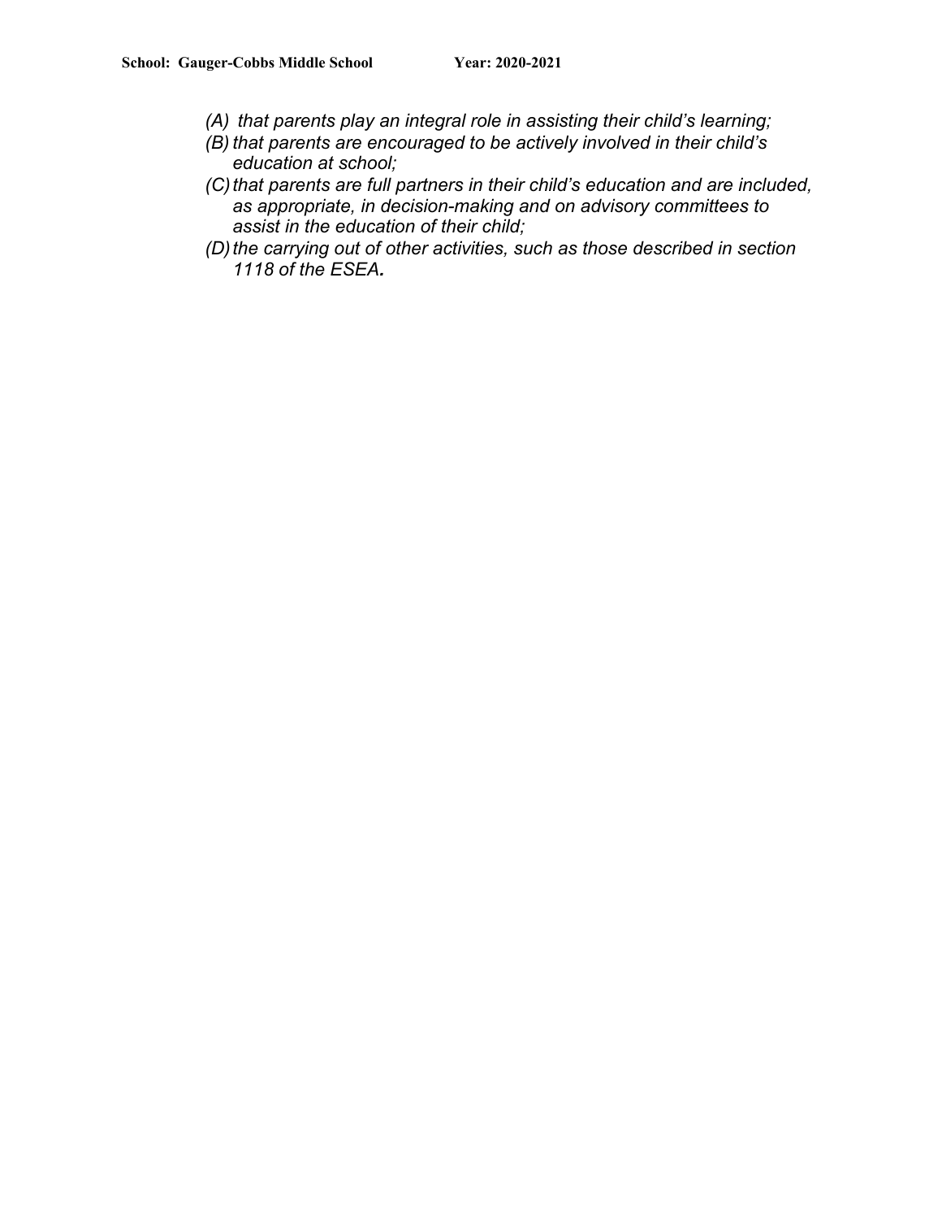*(A) that parents play an integral role in assisting their child's learning;*

*(B) that parents are encouraged to be actively involved in their child's education at school;*

*(C) that parents are full partners in their child's education and are included, as appropriate, in decision-making and on advisory committees to assist in the education of their child;*

*(D) the carrying out of other activities, such as those described in section 1118 of the ESEA.*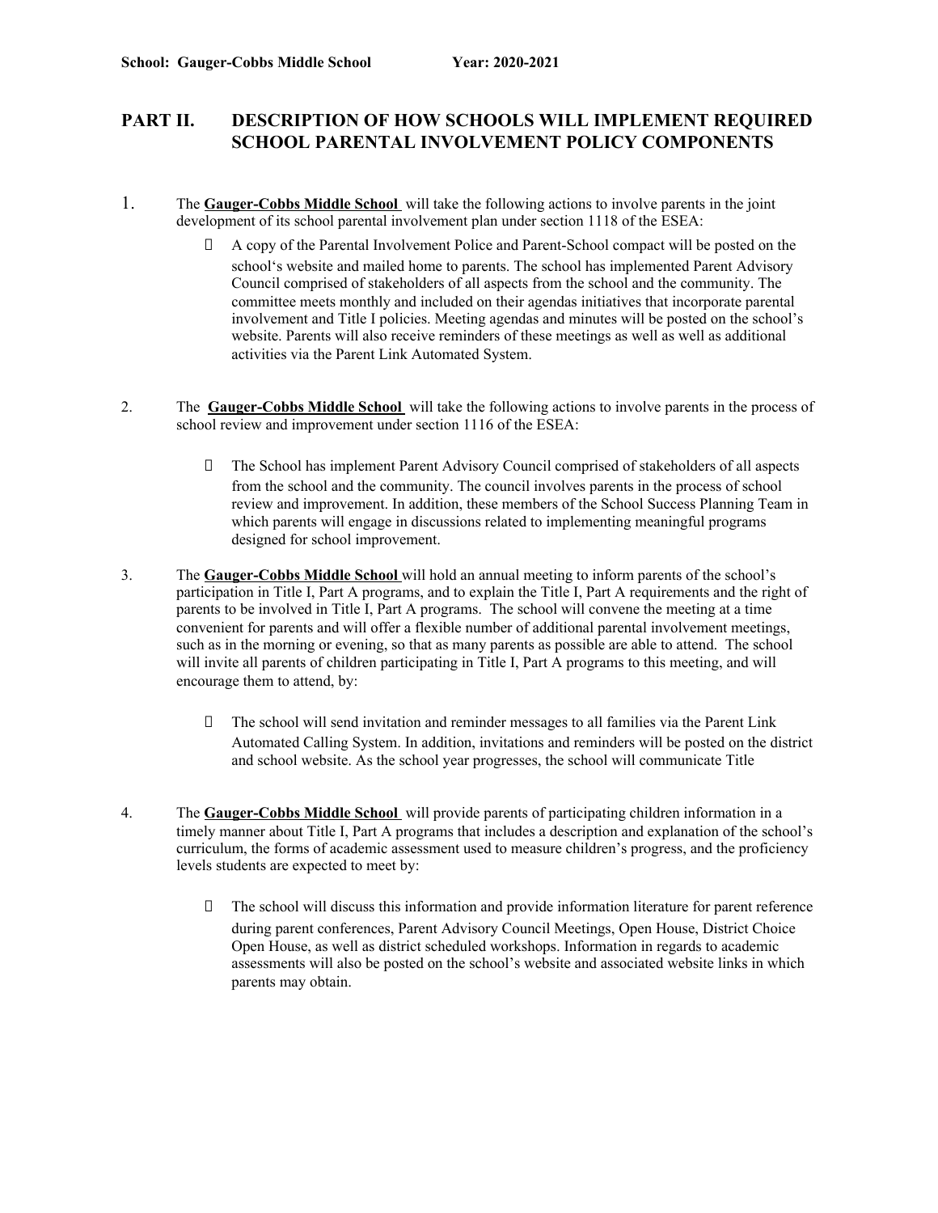**School: Gauger-Cobbs Middle School Year: 2020-2021**

## PART II. DESCRIPTION OF HOW SCHOOLS WILL IMPLEMENT REQUIRED SCHOOL PARENTAL INVOLVEMENT POLICY COMPONENTS

1. The **Gauger-Cobbs Middle School** will take the following actions to involve parents in the joint development of its school parental involvement plan under section 1118 of the ESEA:

    - A copy of the Parental Involvement Police and Parent-School compact will be posted on the school's website and mailed home to parents. The school has implemented Parent Advisory Council comprised of stakeholders of all aspects from the school and the community. The committee meets monthly and included on their agendas initiatives that incorporate parental involvement and Title I policies. Meeting agendas and minutes will be posted on the school's website. Parents will also receive reminders of these meetings as well as well as additional activities via the Parent Link Automated System.

2. The **Gauger-Cobbs Middle School** will take the following actions to involve parents in the process of school review and improvement under section 1116 of the ESEA:

    - The School has implement Parent Advisory Council comprised of stakeholders of all aspects from the school and the community. The council involves parents in the process of school review and improvement. In addition, these members of the School Success Planning Team in which parents will engage in discussions related to implementing meaningful programs designed for school improvement.

3. The **Gauger-Cobbs Middle School** will hold an annual meeting to inform parents of the school's participation in Title I, Part A programs, and to explain the Title I, Part A requirements and the right of parents to be involved in Title I, Part A programs. The school will convene the meeting at a time convenient for parents and will offer a flexible number of additional parental involvement meetings, such as in the morning or evening, so that as many parents as possible are able to attend. The school will invite all parents of children participating in Title I, Part A programs to this meeting, and will encourage them to attend, by:

    - The school will send invitation and reminder messages to all families via the Parent Link Automated Calling System. In addition, invitations and reminders will be posted on the district and school website. As the school year progresses, the school will communicate Title

4. The **Gauger-Cobbs Middle School** will provide parents of participating children information in a timely manner about Title I, Part A programs that includes a description and explanation of the school's curriculum, the forms of academic assessment used to measure children's progress, and the proficiency levels students are expected to meet by:

    - The school will discuss this information and provide information literature for parent reference during parent conferences, Parent Advisory Council Meetings, Open House, District Choice Open House, as well as district scheduled workshops. Information in regards to academic assessments will also be posted on the school's website and associated website links in which parents may obtain.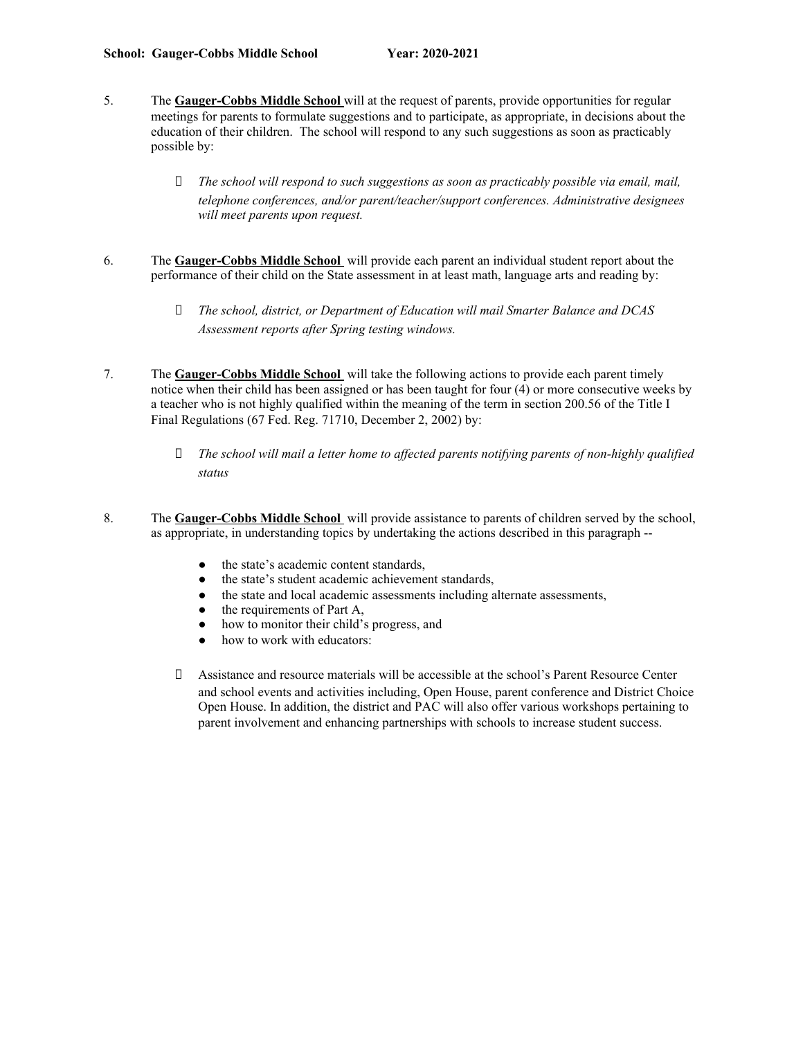**School: Gauger-Cobbs Middle School Year: 2020-2021**

5. The **Gauger-Cobbs Middle School** will at the request of parents, provide opportunities for regular meetings for parents to formulate suggestions and to participate, as appropriate, in decisions about the education of their children. The school will respond to any such suggestions as soon as practicably possible by:

    - *The school will respond to such suggestions as soon as practicably possible via email, mail, telephone conferences, and/or parent/teacher/support conferences. Administrative designees will meet parents upon request.*

6. The **Gauger-Cobbs Middle School** will provide each parent an individual student report about the performance of their child on the State assessment in at least math, language arts and reading by:

    - *The school, district, or Department of Education will mail Smarter Balance and DCAS Assessment reports after Spring testing windows.*

7. The **Gauger-Cobbs Middle School** will take the following actions to provide each parent timely notice when their child has been assigned or has been taught for four (4) or more consecutive weeks by a teacher who is not highly qualified within the meaning of the term in section 200.56 of the Title I Final Regulations (67 Fed. Reg. 71710, December 2, 2002) by:

    - *The school will mail a letter home to affected parents notifying parents of non-highly qualified status*

8. The **Gauger-Cobbs Middle School** will provide assistance to parents of children served by the school, as appropriate, in understanding topics by undertaking the actions described in this paragraph --

    - the state's academic content standards,
    - the state's student academic achievement standards,
    - the state and local academic assessments including alternate assessments,
    - the requirements of Part A,
    - how to monitor their child's progress, and
    - how to work with educators:

    - Assistance and resource materials will be accessible at the school's Parent Resource Center and school events and activities including, Open House, parent conference and District Choice Open House. In addition, the district and PAC will also offer various workshops pertaining to parent involvement and enhancing partnerships with schools to increase student success.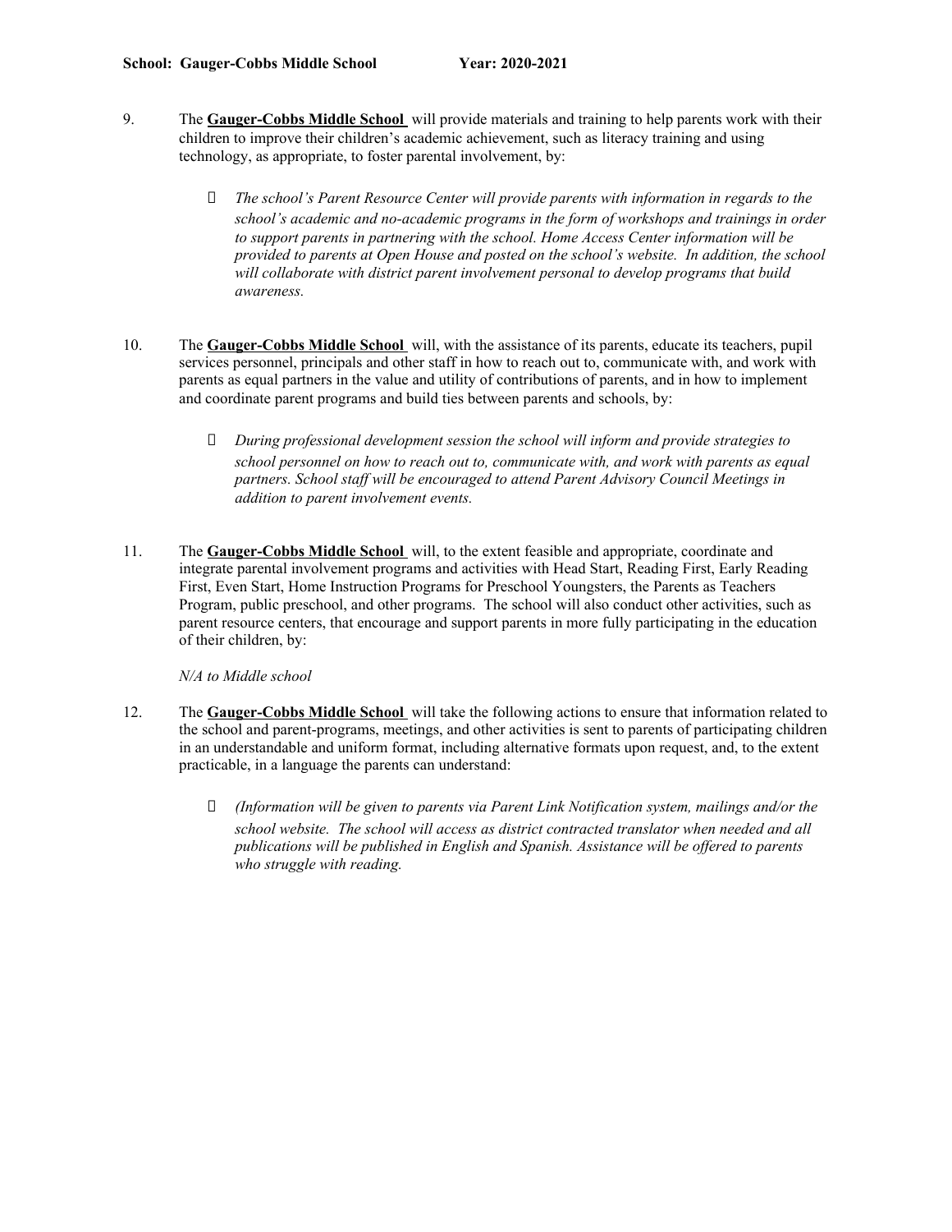9. The **Gauger-Cobbs Middle School** will provide materials and training to help parents work with their children to improve their children's academic achievement, such as literacy training and using technology, as appropriate, to foster parental involvement, by:

    - *The school's Parent Resource Center will provide parents with information in regards to the school's academic and no-academic programs in the form of workshops and trainings in order to support parents in partnering with the school. Home Access Center information will be provided to parents at Open House and posted on the school's website. In addition, the school will collaborate with district parent involvement personal to develop programs that build awareness.*

10. The **Gauger-Cobbs Middle School** will, with the assistance of its parents, educate its teachers, pupil services personnel, principals and other staff in how to reach out to, communicate with, and work with parents as equal partners in the value and utility of contributions of parents, and in how to implement and coordinate parent programs and build ties between parents and schools, by:

    - *During professional development session the school will inform and provide strategies to school personnel on how to reach out to, communicate with, and work with parents as equal partners. School staff will be encouraged to attend Parent Advisory Council Meetings in addition to parent involvement events.*

11. The **Gauger-Cobbs Middle School** will, to the extent feasible and appropriate, coordinate and integrate parental involvement programs and activities with Head Start, Reading First, Early Reading First, Even Start, Home Instruction Programs for Preschool Youngsters, the Parents as Teachers Program, public preschool, and other programs. The school will also conduct other activities, such as parent resource centers, that encourage and support parents in more fully participating in the education of their children, by:

    *N/A to Middle school*

12. The **Gauger-Cobbs Middle School** will take the following actions to ensure that information related to the school and parent-programs, meetings, and other activities is sent to parents of participating children in an understandable and uniform format, including alternative formats upon request, and, to the extent practicable, in a language the parents can understand:

    - *(Information will be given to parents via Parent Link Notification system, mailings and/or the school website. The school will access as district contracted translator when needed and all publications will be published in English and Spanish. Assistance will be offered to parents who struggle with reading.*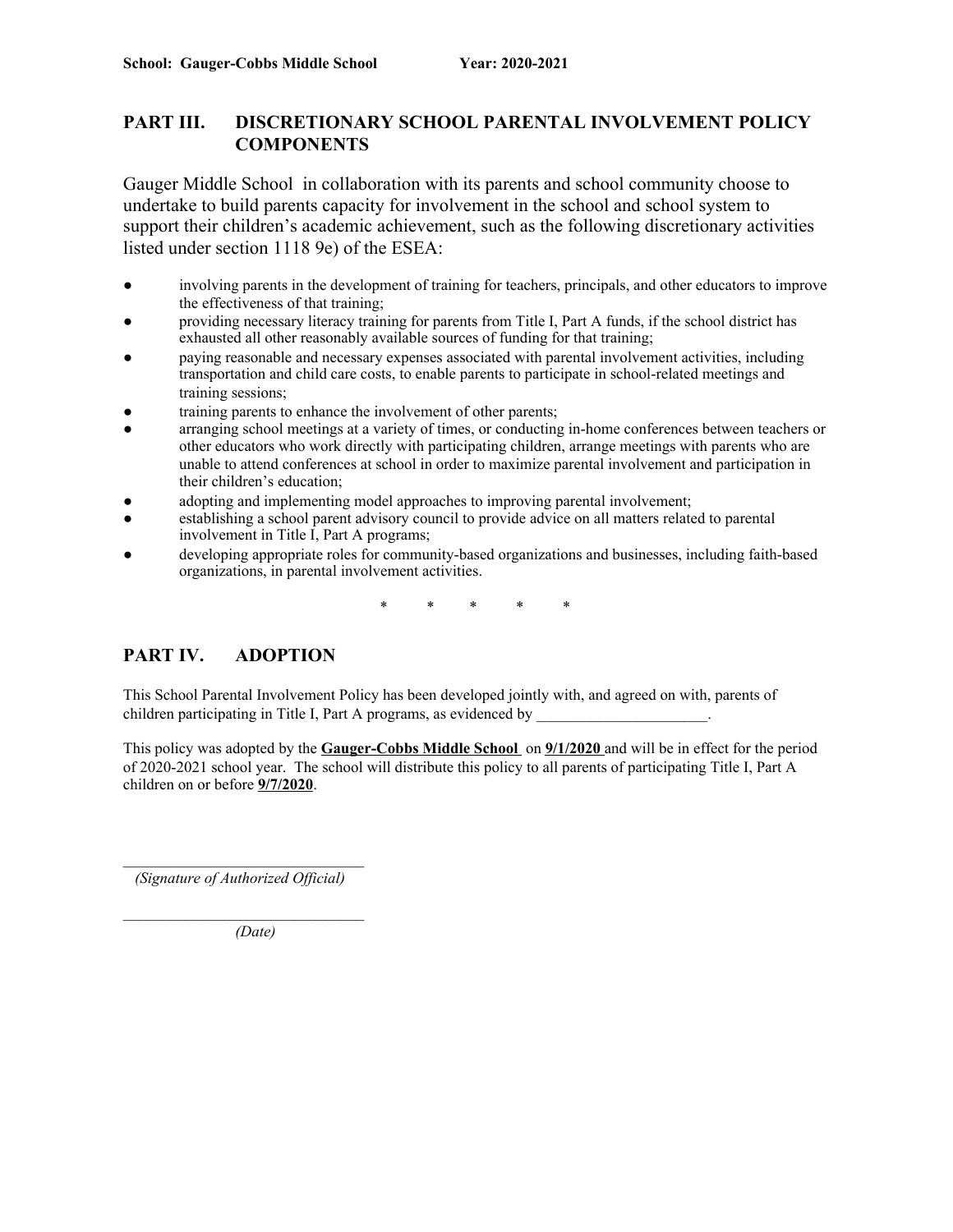**School: Gauger-Cobbs Middle School Year: 2020-2021**

## PART III. DISCRETIONARY SCHOOL PARENTAL INVOLVEMENT POLICY COMPONENTS

Gauger Middle School in collaboration with its parents and school community choose to undertake to build parents capacity for involvement in the school and school system to support their children's academic achievement, such as the following discretionary activities listed under section 1118 9e) of the ESEA:

- involving parents in the development of training for teachers, principals, and other educators to improve the effectiveness of that training;
- providing necessary literacy training for parents from Title I, Part A funds, if the school district has exhausted all other reasonably available sources of funding for that training;
- paying reasonable and necessary expenses associated with parental involvement activities, including transportation and child care costs, to enable parents to participate in school-related meetings and training sessions;
- training parents to enhance the involvement of other parents;
- arranging school meetings at a variety of times, or conducting in-home conferences between teachers or other educators who work directly with participating children, arrange meetings with parents who are unable to attend conferences at school in order to maximize parental involvement and participation in their children's education;
- adopting and implementing model approaches to improving parental involvement;
- establishing a school parent advisory council to provide advice on all matters related to parental involvement in Title I, Part A programs;
- developing appropriate roles for community-based organizations and businesses, including faith-based organizations, in parental involvement activities.

\* \* \* \* \*

## PART IV. ADOPTION

This School Parental Involvement Policy has been developed jointly with, and agreed on with, parents of children participating in Title I, Part A programs, as evidenced by ______________________.

This policy was adopted by the **Gauger-Cobbs Middle School** on **9/1/2020** and will be in effect for the period of 2020-2021 school year. The school will distribute this policy to all parents of participating Title I, Part A children on or before **9/7/2020**.

________________________________
*(Signature of Authorized Official)*

________________________________
*(Date)*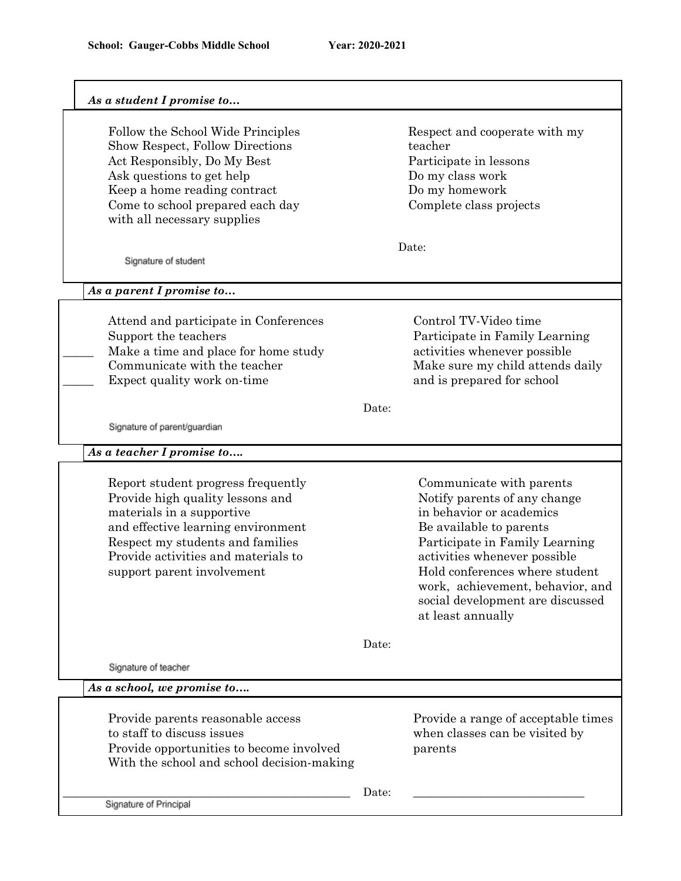**School: Gauger-Cobbs Middle School** **Year: 2020-2021**

***As a student I promise to…***

Follow the School Wide Principles
Show Respect, Follow Directions
Act Responsibly, Do My Best
Ask questions to get help
Keep a home reading contract
Come to school prepared each day with all necessary supplies

Respect and cooperate with my teacher
Participate in lessons
Do my class work
Do my homework
Complete class projects

Signature of student Date:

***As a parent I promise to…***

Attend and participate in Conferences
Support the teachers
_____ Make a time and place for home study
Communicate with the teacher
_____ Expect quality work on-time

Control TV-Video time
Participate in Family Learning activities whenever possible
Make sure my child attends daily and is prepared for school

Signature of parent/guardian Date:

***As a teacher I promise to….***

Report student progress frequently
Provide high quality lessons and materials in a supportive and effective learning environment
Respect my students and families
Provide activities and materials to support parent involvement

Communicate with parents
Notify parents of any change in behavior or academics
Be available to parents
Participate in Family Learning activities whenever possible
Hold conferences where student work, achievement, behavior, and social development are discussed at least annually

Signature of teacher Date:

***As a school, we promise to….***

Provide parents reasonable access to staff to discuss issues
Provide opportunities to become involved With the school and school decision-making

Provide a range of acceptable times when classes can be visited by parents

_______________________________________________ Date: _____________________________

Signature of Principal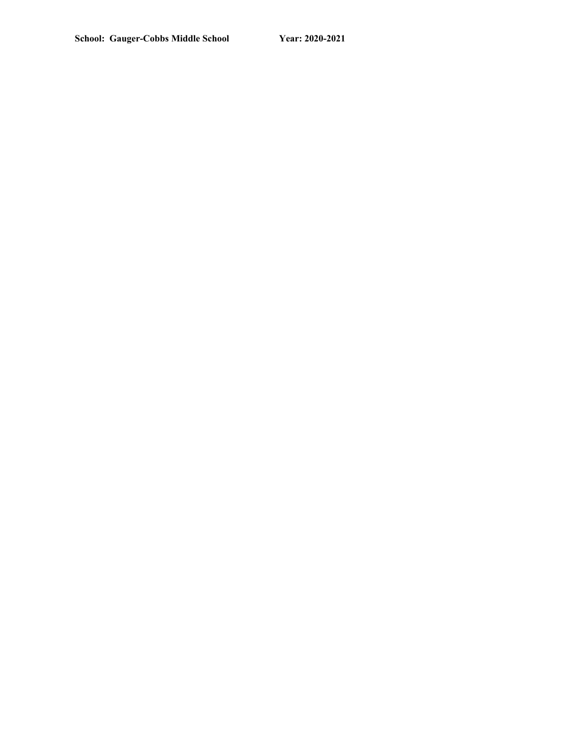**School: Gauger-Cobbs Middle School** **Year: 2020-2021**